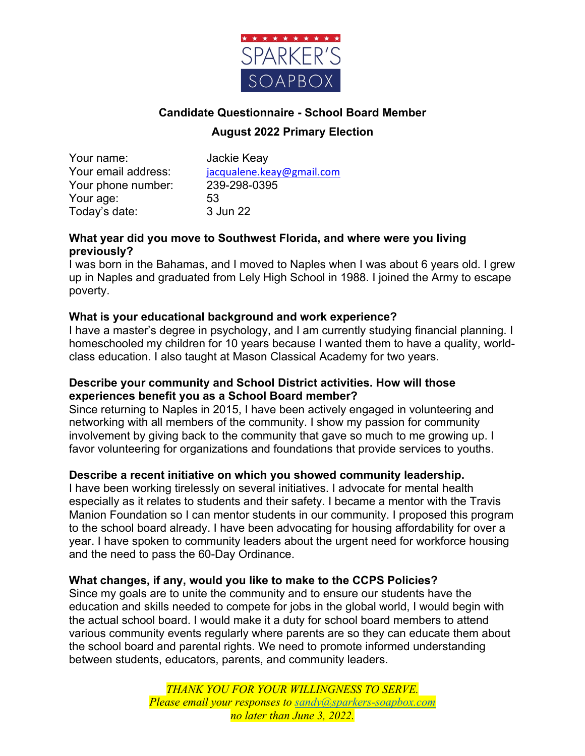SPARKER'S SOAPBOX

## Candidate Questionnaire - School Board Member

## August 2022 Primary Election

Your name: Jackie Keay
Your email address: jacqualene.keay@gmail.com
Your phone number: 239-298-0395
Your age: 53
Today's date: 3 Jun 22

**What year did you move to Southwest Florida, and where were you living previously?**
I was born in the Bahamas, and I moved to Naples when I was about 6 years old. I grew up in Naples and graduated from Lely High School in 1988. I joined the Army to escape poverty.

**What is your educational background and work experience?**
I have a master's degree in psychology, and I am currently studying financial planning. I homeschooled my children for 10 years because I wanted them to have a quality, world-class education. I also taught at Mason Classical Academy for two years.

**Describe your community and School District activities. How will those experiences benefit you as a School Board member?**
Since returning to Naples in 2015, I have been actively engaged in volunteering and networking with all members of the community. I show my passion for community involvement by giving back to the community that gave so much to me growing up. I favor volunteering for organizations and foundations that provide services to youths.

**Describe a recent initiative on which you showed community leadership.**
I have been working tirelessly on several initiatives. I advocate for mental health especially as it relates to students and their safety. I became a mentor with the Travis Manion Foundation so I can mentor students in our community. I proposed this program to the school board already. I have been advocating for housing affordability for over a year. I have spoken to community leaders about the urgent need for workforce housing and the need to pass the 60-Day Ordinance.

**What changes, if any, would you like to make to the CCPS Policies?**
Since my goals are to unite the community and to ensure our students have the education and skills needed to compete for jobs in the global world, I would begin with the actual school board. I would make it a duty for school board members to attend various community events regularly where parents are so they can educate them about the school board and parental rights. We need to promote informed understanding between students, educators, parents, and community leaders.

*THANK YOU FOR YOUR WILLINGNESS TO SERVE.*
*Please email your responses to sandy@sparkers-soapbox.com*
*no later than June 3, 2022.*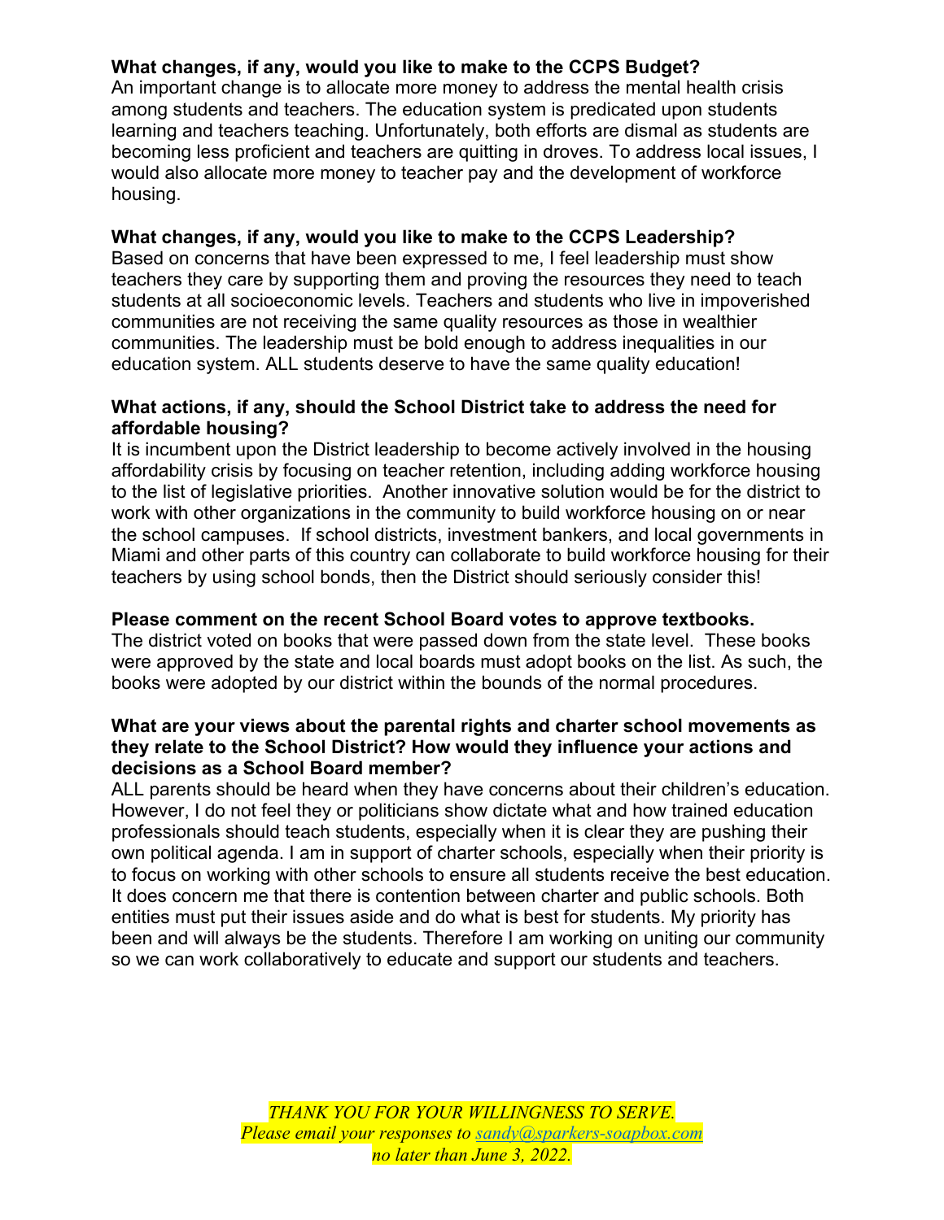**What changes, if any, would you like to make to the CCPS Budget?**
An important change is to allocate more money to address the mental health crisis among students and teachers. The education system is predicated upon students learning and teachers teaching. Unfortunately, both efforts are dismal as students are becoming less proficient and teachers are quitting in droves. To address local issues, I would also allocate more money to teacher pay and the development of workforce housing.

**What changes, if any, would you like to make to the CCPS Leadership?**
Based on concerns that have been expressed to me, I feel leadership must show teachers they care by supporting them and proving the resources they need to teach students at all socioeconomic levels. Teachers and students who live in impoverished communities are not receiving the same quality resources as those in wealthier communities. The leadership must be bold enough to address inequalities in our education system. ALL students deserve to have the same quality education!

**What actions, if any, should the School District take to address the need for affordable housing?**
It is incumbent upon the District leadership to become actively involved in the housing affordability crisis by focusing on teacher retention, including adding workforce housing to the list of legislative priorities. Another innovative solution would be for the district to work with other organizations in the community to build workforce housing on or near the school campuses. If school districts, investment bankers, and local governments in Miami and other parts of this country can collaborate to build workforce housing for their teachers by using school bonds, then the District should seriously consider this!

**Please comment on the recent School Board votes to approve textbooks.**
The district voted on books that were passed down from the state level. These books were approved by the state and local boards must adopt books on the list. As such, the books were adopted by our district within the bounds of the normal procedures.

**What are your views about the parental rights and charter school movements as they relate to the School District? How would they influence your actions and decisions as a School Board member?**
ALL parents should be heard when they have concerns about their children's education. However, I do not feel they or politicians show dictate what and how trained education professionals should teach students, especially when it is clear they are pushing their own political agenda. I am in support of charter schools, especially when their priority is to focus on working with other schools to ensure all students receive the best education. It does concern me that there is contention between charter and public schools. Both entities must put their issues aside and do what is best for students. My priority has been and will always be the students. Therefore I am working on uniting our community so we can work collaboratively to educate and support our students and teachers.

*THANK YOU FOR YOUR WILLINGNESS TO SERVE.*
*Please email your responses to sandy@sparkers-soapbox.com*
*no later than June 3, 2022.*